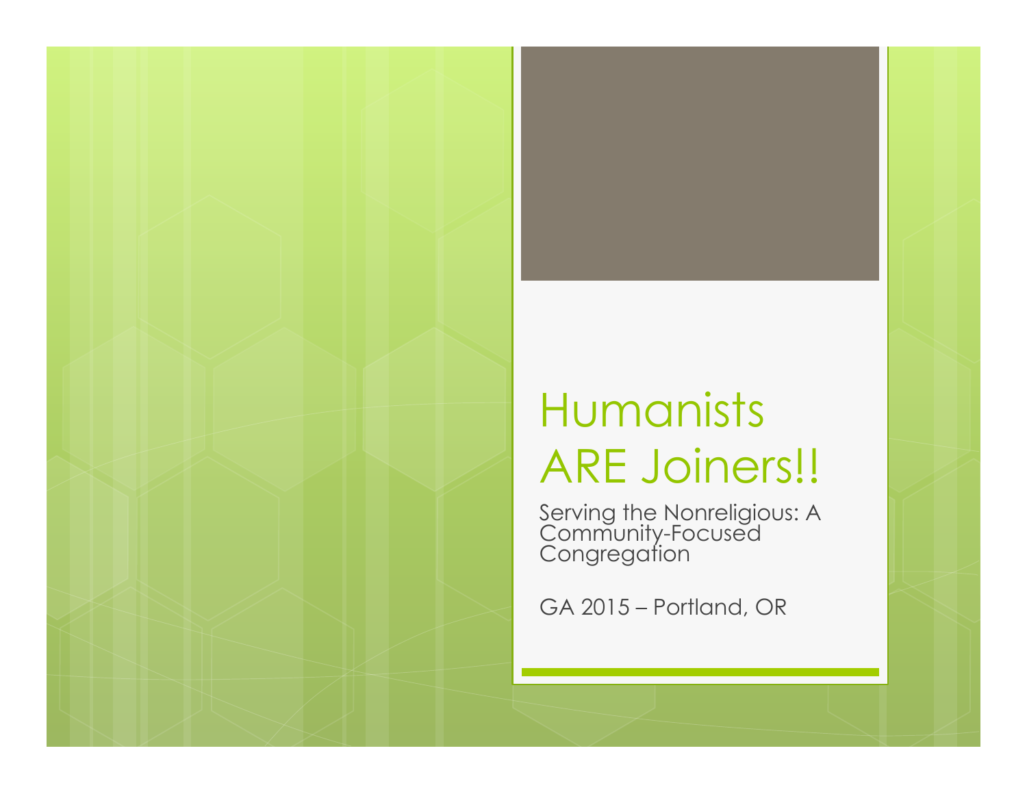# Humanists ARE Joiners!!

Serving the Nonreligious: A Community-Focused Congregation

GA 2015 – Portland, OR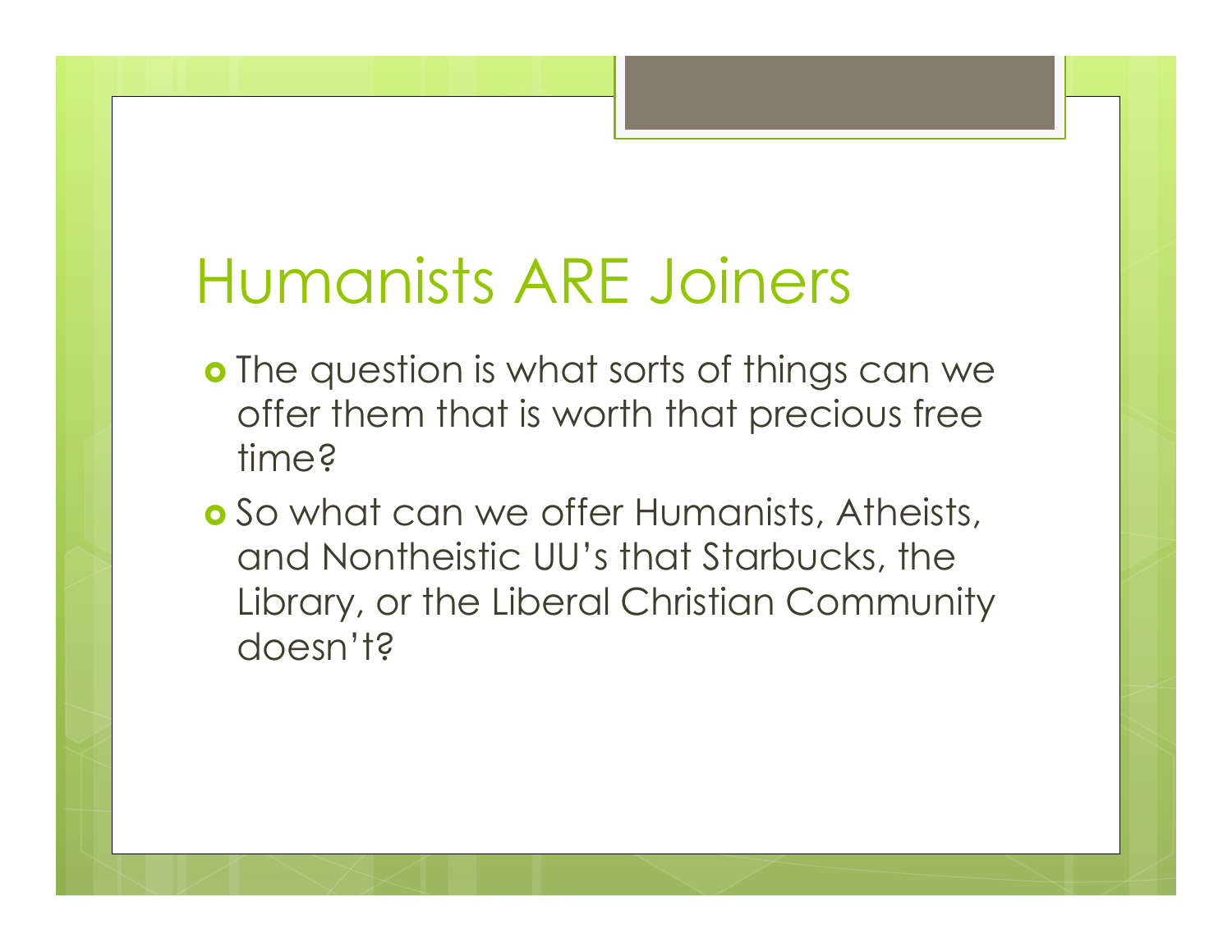# Humanists ARE Joiners

- The question is what sorts of things can we offer them that is worth that precious free time?
- So what can we offer Humanists, Atheists, and Nontheistic UU's that Starbucks, the Library, or the Liberal Christian Community doesn't?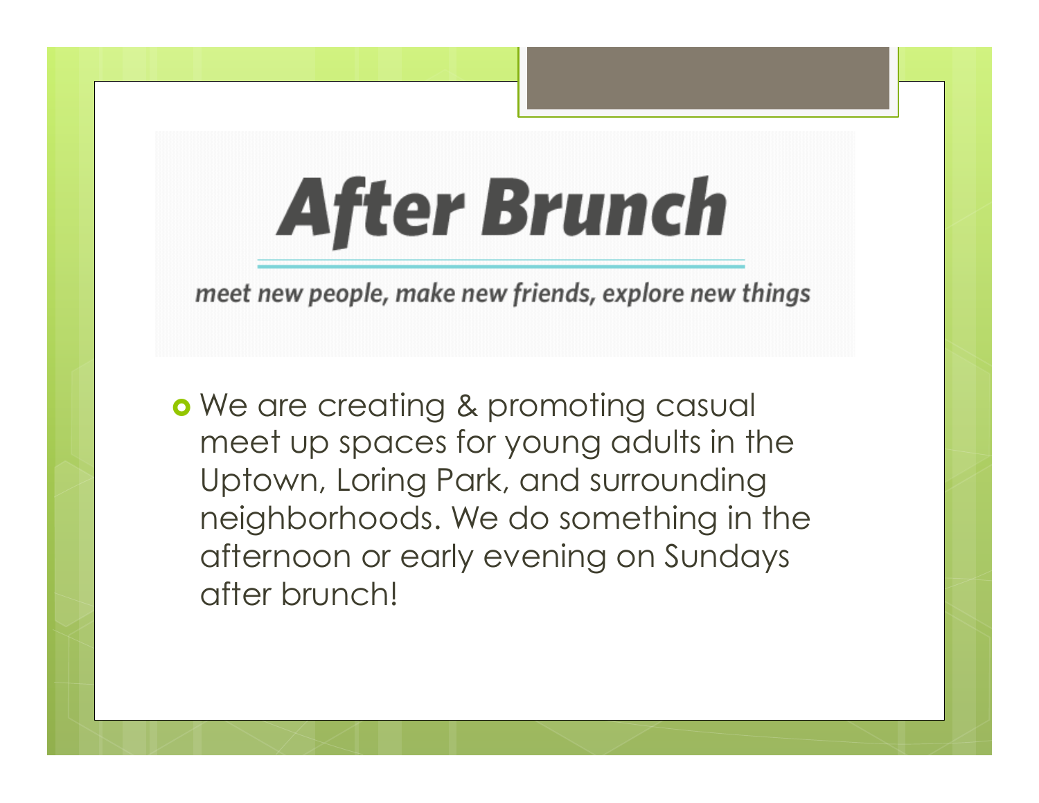# After Brunch

*meet new people, make new friends, explore new things*

- We are creating & promoting casual meet up spaces for young adults in the Uptown, Loring Park, and surrounding neighborhoods. We do something in the afternoon or early evening on Sundays after brunch!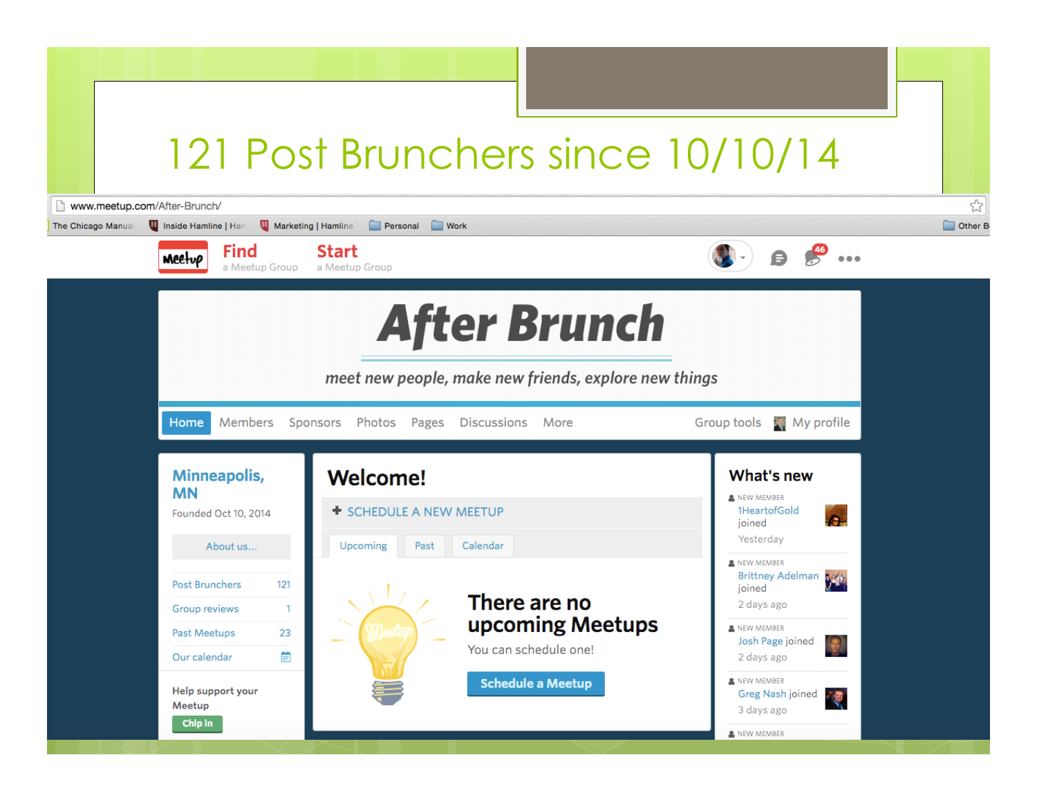# 121 Post Brunchers since 10/10/14

www.meetup.com/After-Brunch/

The Chicago Manual | Inside Hamline | Marketing | Hamline | Personal | Work | Other B

**Find** a Meetup Group **Start** a Meetup Group

# After Brunch

*meet new people, make new friends, explore new things*

Home | Members | Sponsors | Photos | Pages | Discussions | More | Group tools | My profile

## Minneapolis, MN

Founded Oct 10, 2014

About us...

| | |
|---|---|
| Post Brunchers | 121 |
| Group reviews | 1 |
| Past Meetups | 23 |
| Our calendar | |

Help support your Meetup

Chip In

## Welcome!

+ SCHEDULE A NEW MEETUP

Upcoming | Past | Calendar

**There are no upcoming Meetups**

You can schedule one!

Schedule a Meetup

## What's new

NEW MEMBER
1HeartofGold joined
Yesterday

NEW MEMBER
Brittney Adelman joined
2 days ago

NEW MEMBER
Josh Page joined
2 days ago

NEW MEMBER
Greg Nash joined
3 days ago

NEW MEMBER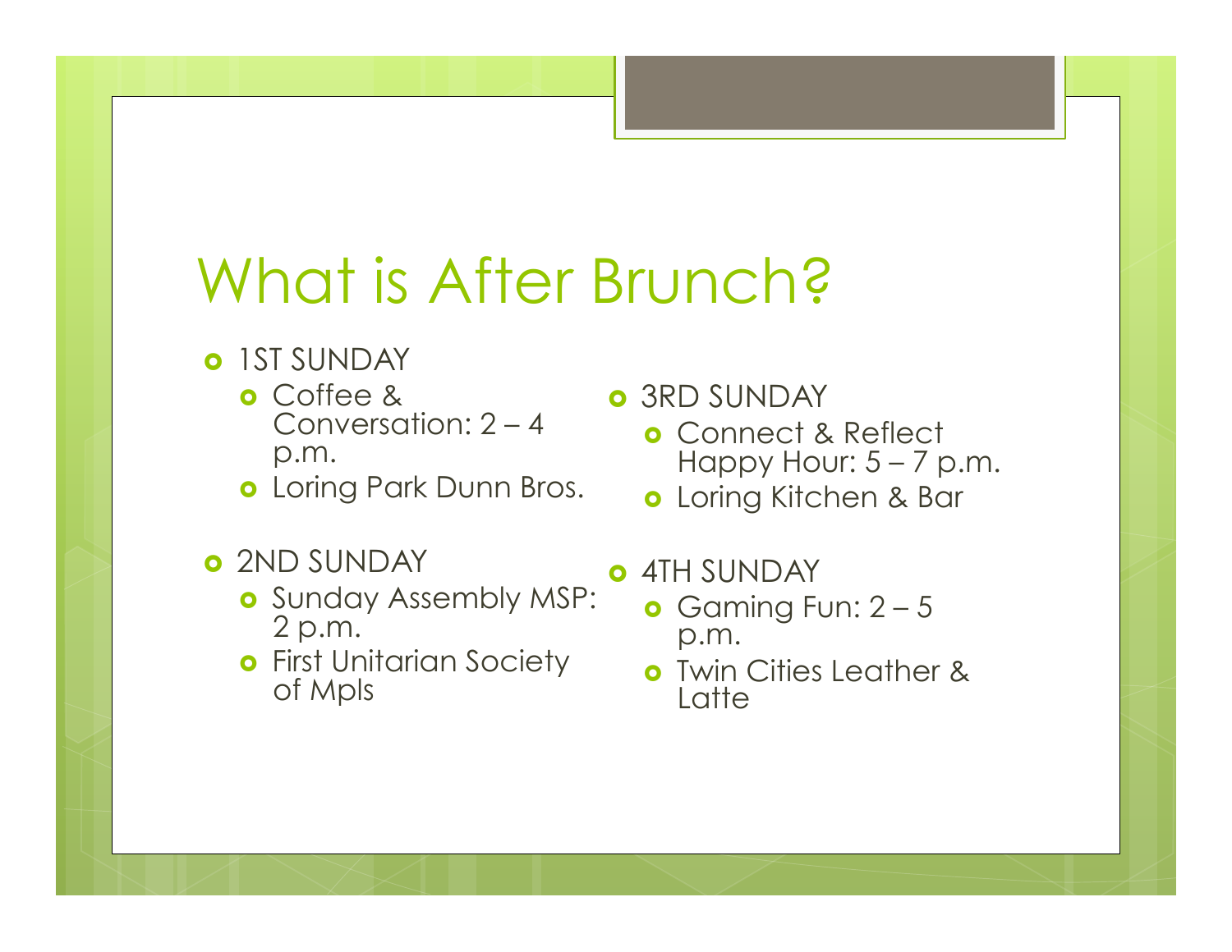# What is After Brunch?

- 1ST SUNDAY
  - Coffee & Conversation: 2 – 4 p.m.
  - Loring Park Dunn Bros.
- 2ND SUNDAY
  - Sunday Assembly MSP: 2 p.m.
  - First Unitarian Society of Mpls
- 3RD SUNDAY
  - Connect & Reflect Happy Hour: 5 – 7 p.m.
  - Loring Kitchen & Bar
- 4TH SUNDAY
  - Gaming Fun: 2 – 5 p.m.
  - Twin Cities Leather & Latte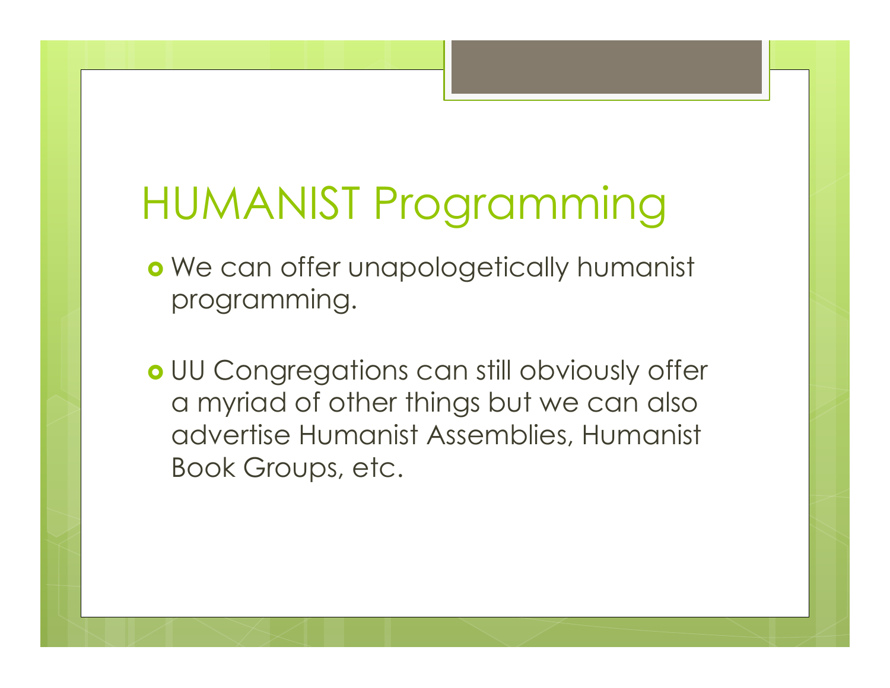# HUMANIST Programming

- We can offer unapologetically humanist programming.

- UU Congregations can still obviously offer a myriad of other things but we can also advertise Humanist Assemblies, Humanist Book Groups, etc.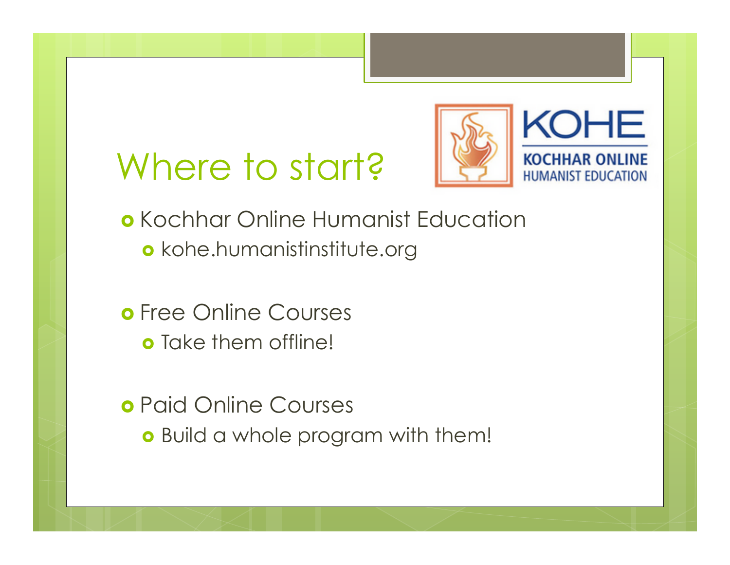# Where to start?

KOHE
KOCHHAR ONLINE HUMANIST EDUCATION

- Kochhar Online Humanist Education
  - kohe.humanistinstitute.org
- Free Online Courses
  - Take them offline!
- Paid Online Courses
  - Build a whole program with them!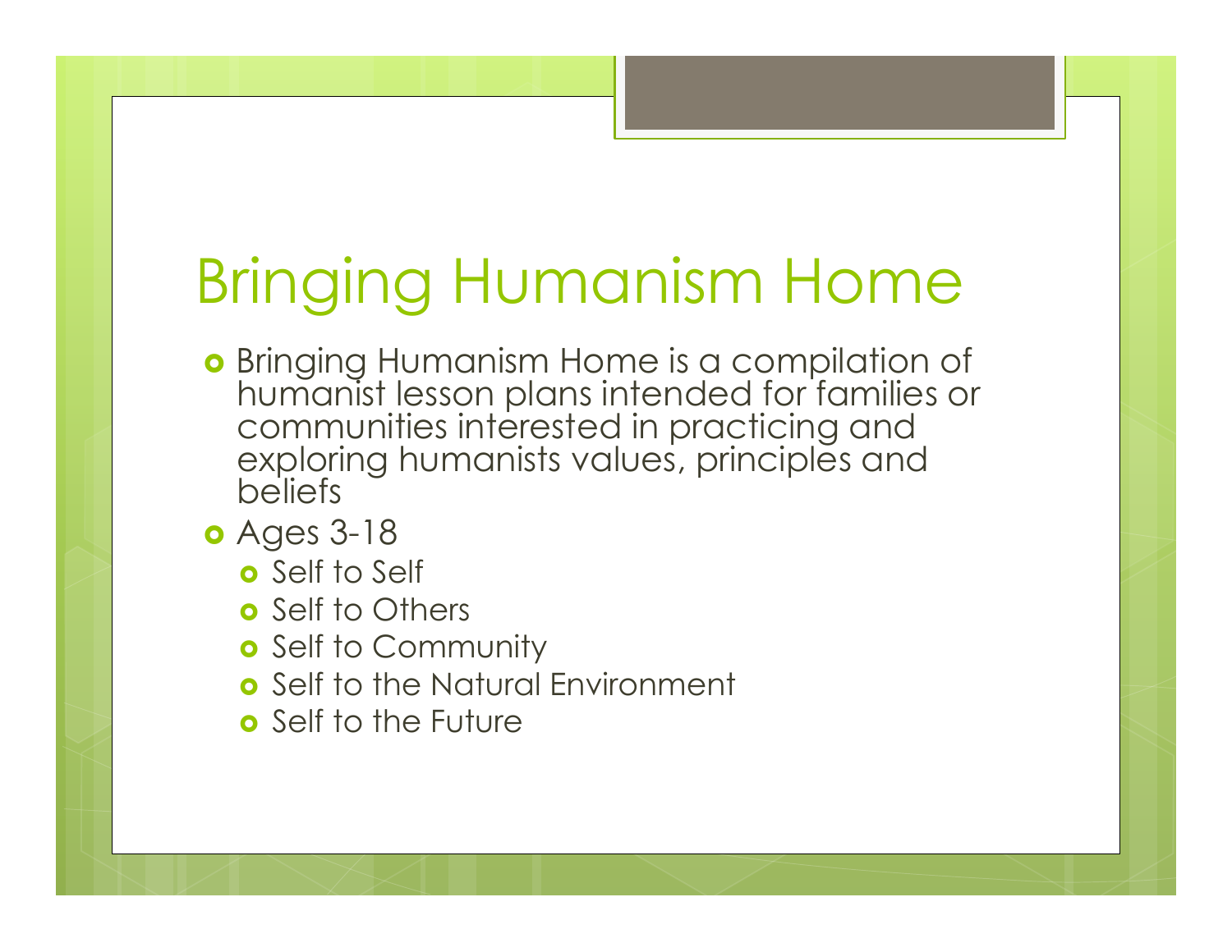# Bringing Humanism Home

- Bringing Humanism Home is a compilation of humanist lesson plans intended for families or communities interested in practicing and exploring humanists values, principles and beliefs
- Ages 3-18
  - Self to Self
  - Self to Others
  - Self to Community
  - Self to the Natural Environment
  - Self to the Future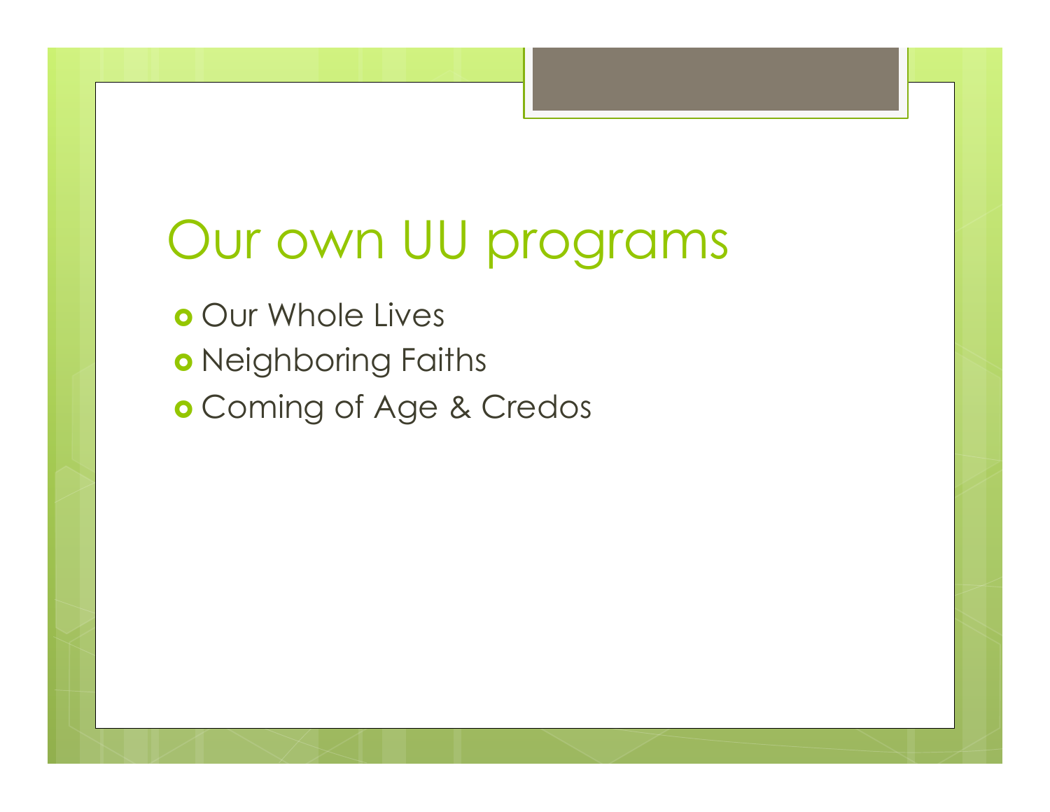# Our own UU programs

- Our Whole Lives
- Neighboring Faiths
- Coming of Age & Credos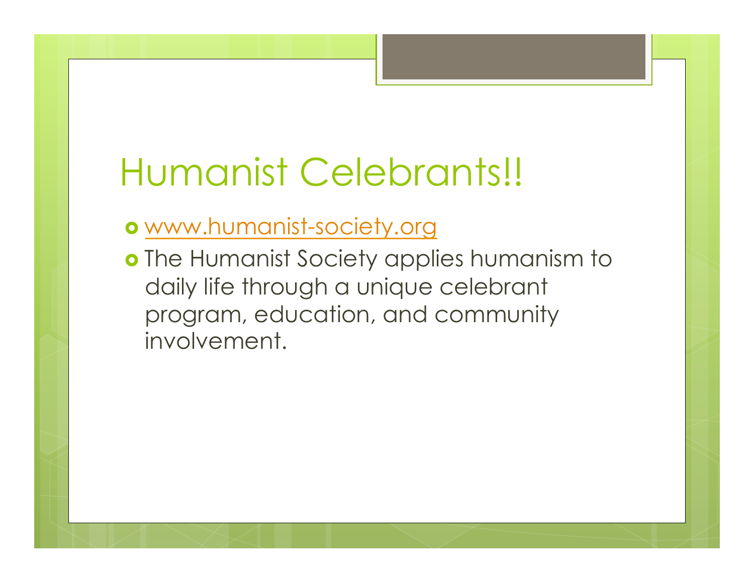# Humanist Celebrants!!

- www.humanist-society.org
- The Humanist Society applies humanism to daily life through a unique celebrant program, education, and community involvement.